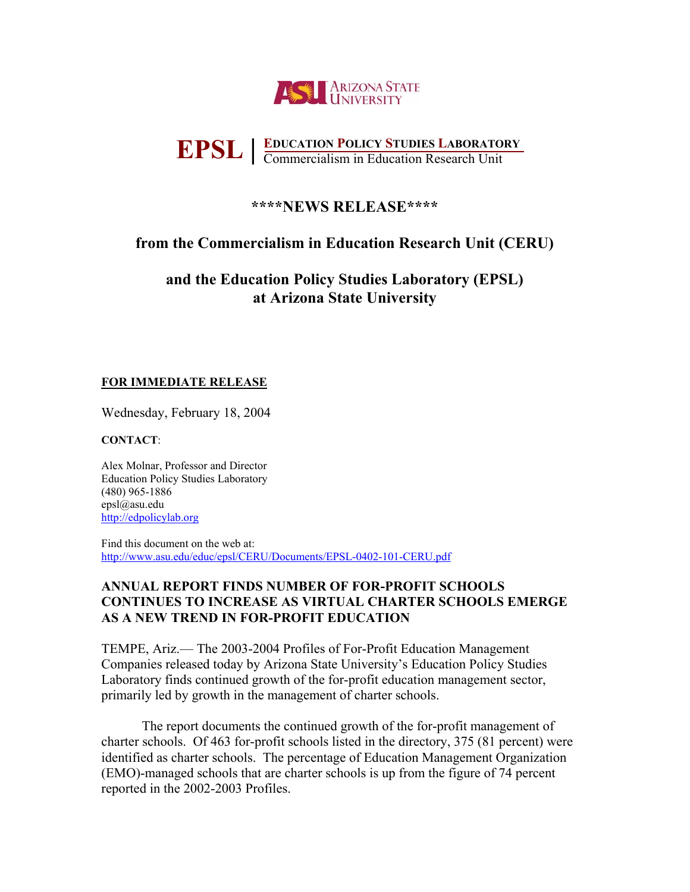ARIZONA STATE UNIVERSITY

**EPSL** | **EDUCATION POLICY STUDIES LABORATORY**
Commercialism in Education Research Unit

## \*\*\*\*NEWS RELEASE\*\*\*\*

## from the Commercialism in Education Research Unit (CERU)

## and the Education Policy Studies Laboratory (EPSL) at Arizona State University

**FOR IMMEDIATE RELEASE**

Wednesday, February 18, 2004

**CONTACT**:

Alex Molnar, Professor and Director
Education Policy Studies Laboratory
(480) 965-1886
epsl@asu.edu
http://edpolicylab.org

Find this document on the web at:
http://www.asu.edu/educ/epsl/CERU/Documents/EPSL-0402-101-CERU.pdf

### ANNUAL REPORT FINDS NUMBER OF FOR-PROFIT SCHOOLS CONTINUES TO INCREASE AS VIRTUAL CHARTER SCHOOLS EMERGE AS A NEW TREND IN FOR-PROFIT EDUCATION

TEMPE, Ariz.— The 2003-2004 Profiles of For-Profit Education Management Companies released today by Arizona State University's Education Policy Studies Laboratory finds continued growth of the for-profit education management sector, primarily led by growth in the management of charter schools.

The report documents the continued growth of the for-profit management of charter schools. Of 463 for-profit schools listed in the directory, 375 (81 percent) were identified as charter schools. The percentage of Education Management Organization (EMO)-managed schools that are charter schools is up from the figure of 74 percent reported in the 2002-2003 Profiles.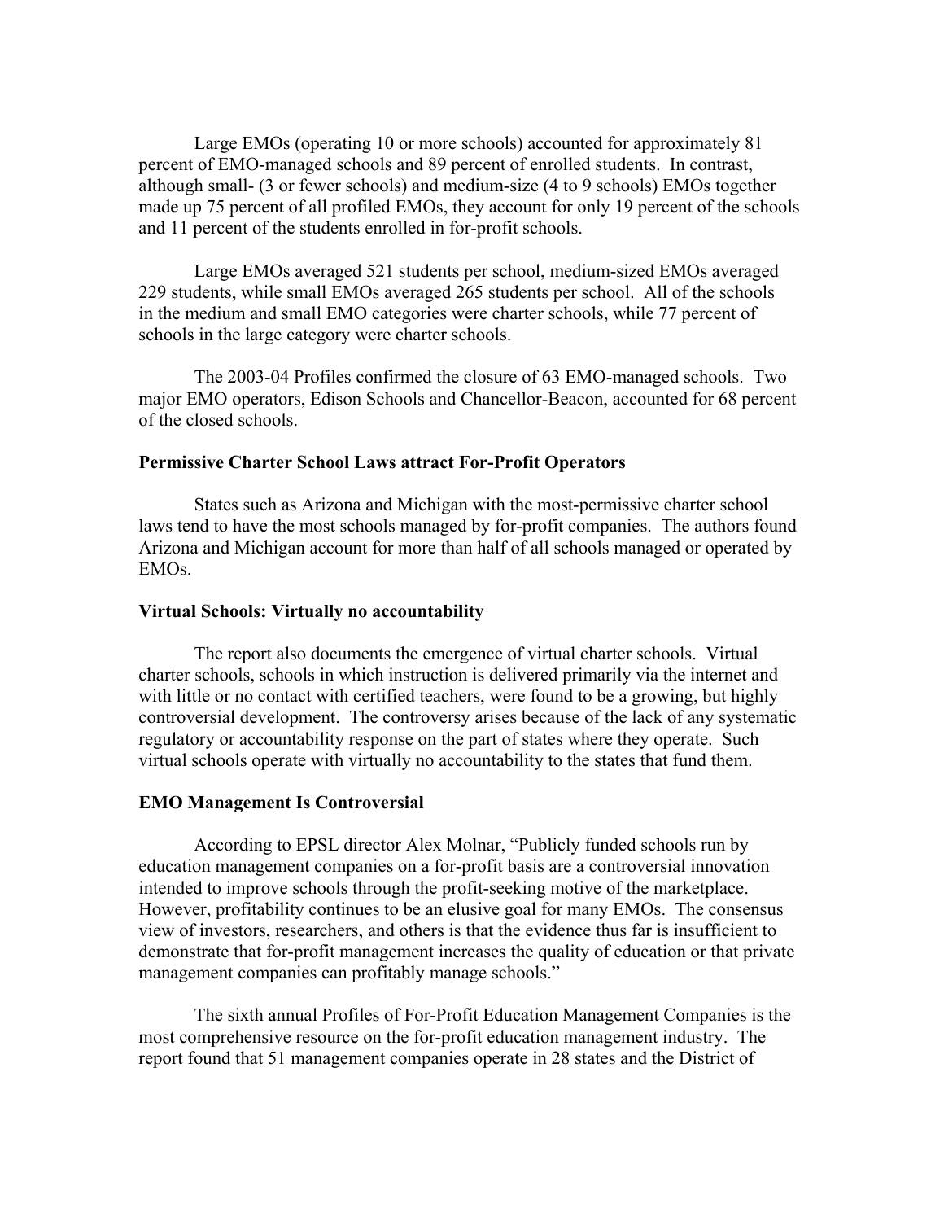Large EMOs (operating 10 or more schools) accounted for approximately 81 percent of EMO-managed schools and 89 percent of enrolled students. In contrast, although small- (3 or fewer schools) and medium-size (4 to 9 schools) EMOs together made up 75 percent of all profiled EMOs, they account for only 19 percent of the schools and 11 percent of the students enrolled in for-profit schools.

Large EMOs averaged 521 students per school, medium-sized EMOs averaged 229 students, while small EMOs averaged 265 students per school. All of the schools in the medium and small EMO categories were charter schools, while 77 percent of schools in the large category were charter schools.

The 2003-04 Profiles confirmed the closure of 63 EMO-managed schools. Two major EMO operators, Edison Schools and Chancellor-Beacon, accounted for 68 percent of the closed schools.

**Permissive Charter School Laws attract For-Profit Operators**

States such as Arizona and Michigan with the most-permissive charter school laws tend to have the most schools managed by for-profit companies. The authors found Arizona and Michigan account for more than half of all schools managed or operated by EMOs.

**Virtual Schools: Virtually no accountability**

The report also documents the emergence of virtual charter schools. Virtual charter schools, schools in which instruction is delivered primarily via the internet and with little or no contact with certified teachers, were found to be a growing, but highly controversial development. The controversy arises because of the lack of any systematic regulatory or accountability response on the part of states where they operate. Such virtual schools operate with virtually no accountability to the states that fund them.

**EMO Management Is Controversial**

According to EPSL director Alex Molnar, "Publicly funded schools run by education management companies on a for-profit basis are a controversial innovation intended to improve schools through the profit-seeking motive of the marketplace. However, profitability continues to be an elusive goal for many EMOs. The consensus view of investors, researchers, and others is that the evidence thus far is insufficient to demonstrate that for-profit management increases the quality of education or that private management companies can profitably manage schools."

The sixth annual Profiles of For-Profit Education Management Companies is the most comprehensive resource on the for-profit education management industry. The report found that 51 management companies operate in 28 states and the District of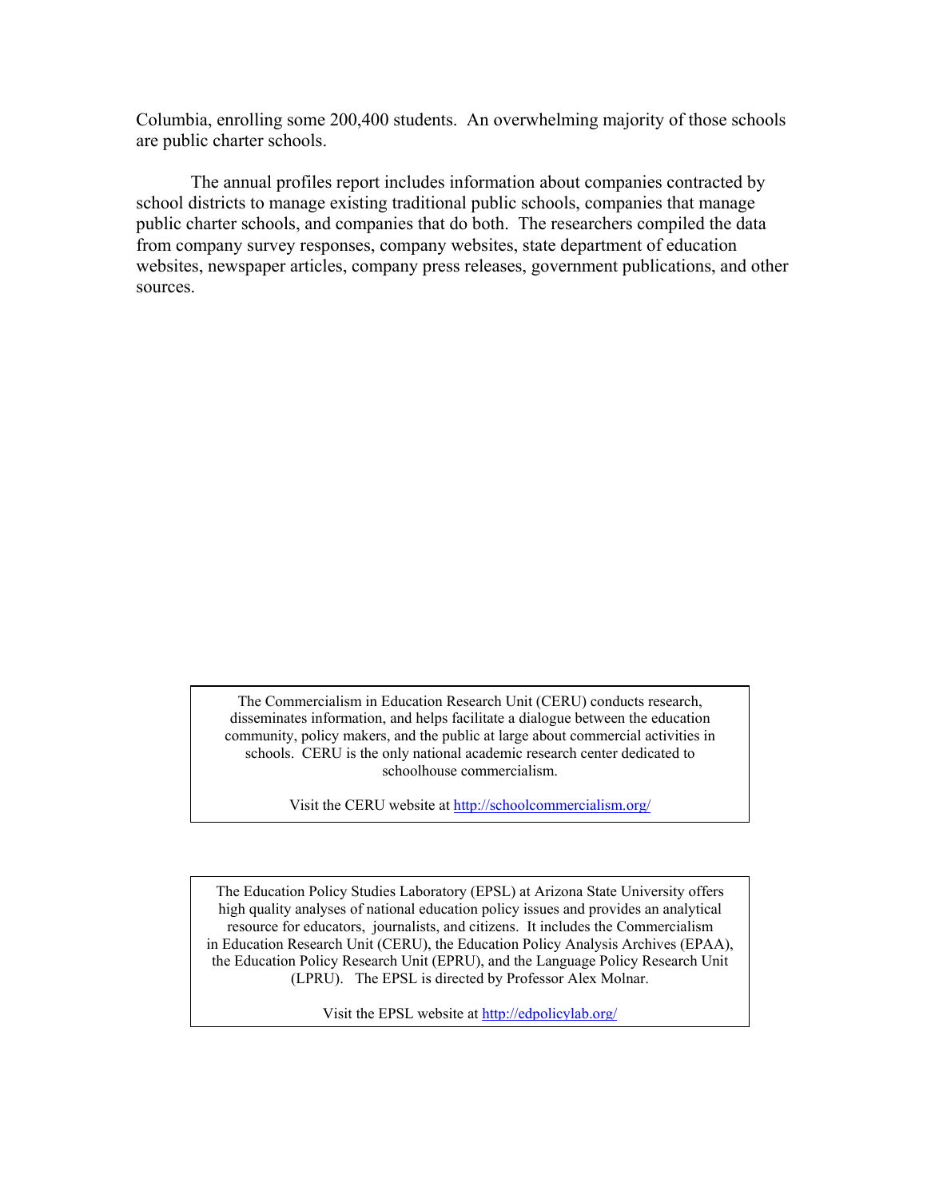Columbia, enrolling some 200,400 students. An overwhelming majority of those schools are public charter schools.

The annual profiles report includes information about companies contracted by school districts to manage existing traditional public schools, companies that manage public charter schools, and companies that do both. The researchers compiled the data from company survey responses, company websites, state department of education websites, newspaper articles, company press releases, government publications, and other sources.

The Commercialism in Education Research Unit (CERU) conducts research, disseminates information, and helps facilitate a dialogue between the education community, policy makers, and the public at large about commercial activities in schools. CERU is the only national academic research center dedicated to schoolhouse commercialism.

Visit the CERU website at http://schoolcommercialism.org/

The Education Policy Studies Laboratory (EPSL) at Arizona State University offers high quality analyses of national education policy issues and provides an analytical resource for educators, journalists, and citizens. It includes the Commercialism in Education Research Unit (CERU), the Education Policy Analysis Archives (EPAA), the Education Policy Research Unit (EPRU), and the Language Policy Research Unit (LPRU). The EPSL is directed by Professor Alex Molnar.

Visit the EPSL website at http://edpolicylab.org/